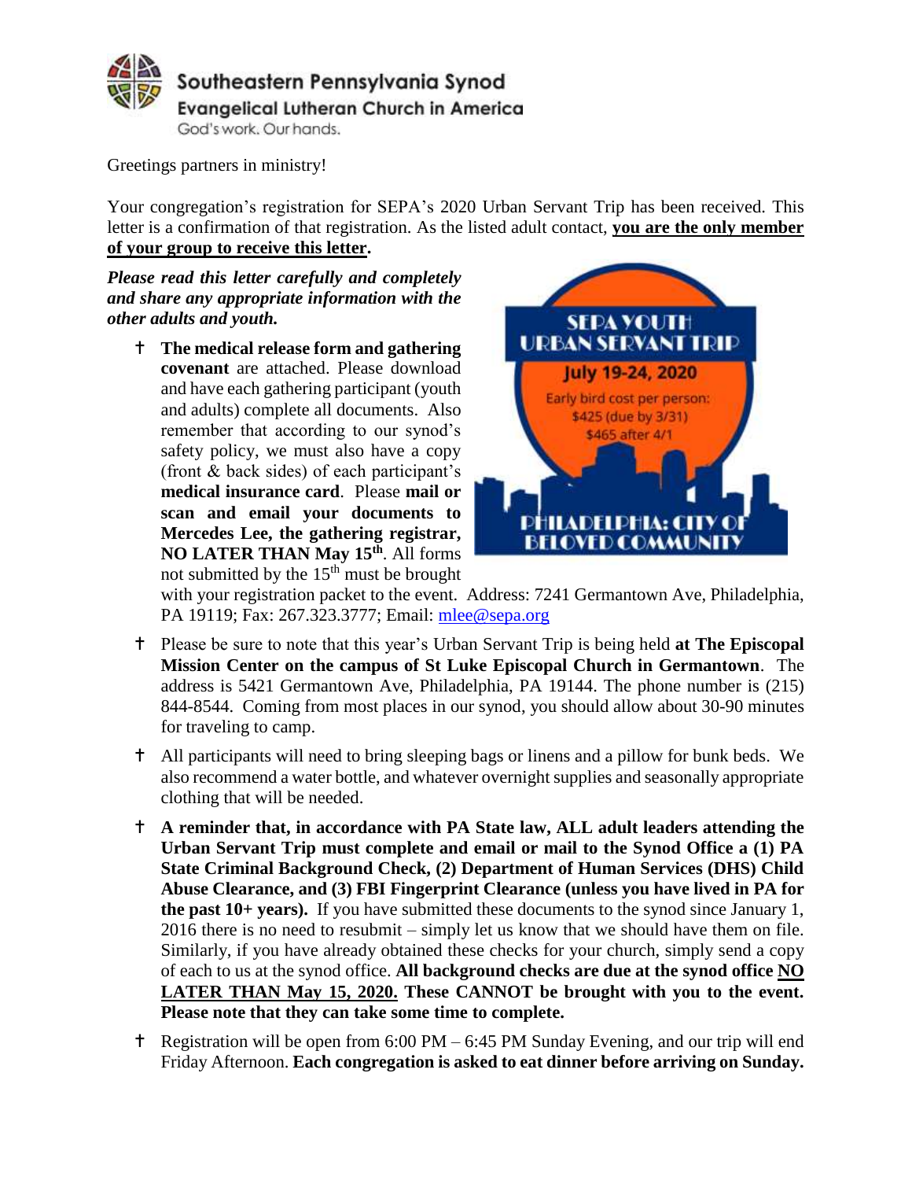**Southeastern Pennsylvania Synod**
**Evangelical Lutheran Church in America**
God's work. Our hands.

Greetings partners in ministry!

Your congregation's registration for SEPA's 2020 Urban Servant Trip has been received. This letter is a confirmation of that registration. As the listed adult contact, **you are the only member of your group to receive this letter.**

***Please read this letter carefully and completely and share any appropriate information with the other adults and youth.***

SEPA YOUTH URBAN SERVANT TRIP
July 19-24, 2020
Early bird cost per person:
$425 (due by 3/31)
$465 after 4/1
PHILADELPHIA: CITY OF BELOVED COMMUNITY

- **The medical release form and gathering covenant** are attached. Please download and have each gathering participant (youth and adults) complete all documents. Also remember that according to our synod's safety policy, we must also have a copy (front & back sides) of each participant's **medical insurance card**. Please **mail or scan and email your documents to Mercedes Lee, the gathering registrar, NO LATER THAN May 15th**. All forms not submitted by the 15th must be brought with your registration packet to the event. Address: 7241 Germantown Ave, Philadelphia, PA 19119; Fax: 267.323.3777; Email: mlee@sepa.org
- Please be sure to note that this year's Urban Servant Trip is being held **at The Episcopal Mission Center on the campus of St Luke Episcopal Church in Germantown**. The address is 5421 Germantown Ave, Philadelphia, PA 19144. The phone number is (215) 844-8544. Coming from most places in our synod, you should allow about 30-90 minutes for traveling to camp.
- All participants will need to bring sleeping bags or linens and a pillow for bunk beds. We also recommend a water bottle, and whatever overnight supplies and seasonally appropriate clothing that will be needed.
- **A reminder that, in accordance with PA State law, ALL adult leaders attending the Urban Servant Trip must complete and email or mail to the Synod Office a (1) PA State Criminal Background Check, (2) Department of Human Services (DHS) Child Abuse Clearance, and (3) FBI Fingerprint Clearance (unless you have lived in PA for the past 10+ years).** If you have submitted these documents to the synod since January 1, 2016 there is no need to resubmit – simply let us know that we should have them on file. Similarly, if you have already obtained these checks for your church, simply send a copy of each to us at the synod office. **All background checks are due at the synod office NO LATER THAN May 15, 2020. These CANNOT be brought with you to the event. Please note that they can take some time to complete.**
- Registration will be open from 6:00 PM – 6:45 PM Sunday Evening, and our trip will end Friday Afternoon. **Each congregation is asked to eat dinner before arriving on Sunday.**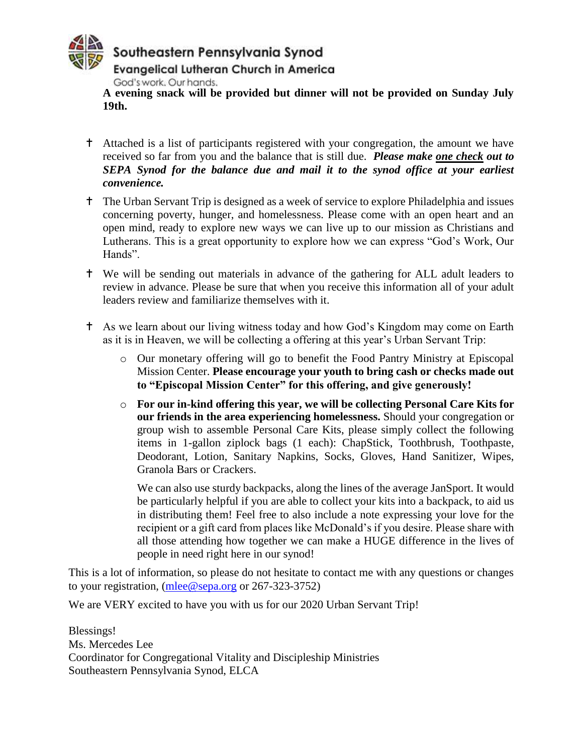Southeastern Pennsylvania Synod
Evangelical Lutheran Church in America
God's work. Our hands.

**A evening snack will be provided but dinner will not be provided on Sunday July 19th.**

- Attached is a list of participants registered with your congregation, the amount we have received so far from you and the balance that is still due. ***Please make one check out to SEPA Synod for the balance due and mail it to the synod office at your earliest convenience.***
- The Urban Servant Trip is designed as a week of service to explore Philadelphia and issues concerning poverty, hunger, and homelessness. Please come with an open heart and an open mind, ready to explore new ways we can live up to our mission as Christians and Lutherans. This is a great opportunity to explore how we can express "God's Work, Our Hands".
- We will be sending out materials in advance of the gathering for ALL adult leaders to review in advance. Please be sure that when you receive this information all of your adult leaders review and familiarize themselves with it.
- As we learn about our living witness today and how God's Kingdom may come on Earth as it is in Heaven, we will be collecting a offering at this year's Urban Servant Trip:
    - Our monetary offering will go to benefit the Food Pantry Ministry at Episcopal Mission Center. **Please encourage your youth to bring cash or checks made out to "Episcopal Mission Center" for this offering, and give generously!**
    - **For our in-kind offering this year, we will be collecting Personal Care Kits for our friends in the area experiencing homelessness.** Should your congregation or group wish to assemble Personal Care Kits, please simply collect the following items in 1-gallon ziplock bags (1 each): ChapStick, Toothbrush, Toothpaste, Deodorant, Lotion, Sanitary Napkins, Socks, Gloves, Hand Sanitizer, Wipes, Granola Bars or Crackers.

      We can also use sturdy backpacks, along the lines of the average JanSport. It would be particularly helpful if you are able to collect your kits into a backpack, to aid us in distributing them! Feel free to also include a note expressing your love for the recipient or a gift card from places like McDonald's if you desire. Please share with all those attending how together we can make a HUGE difference in the lives of people in need right here in our synod!

This is a lot of information, so please do not hesitate to contact me with any questions or changes to your registration, (mlee@sepa.org or 267-323-3752)

We are VERY excited to have you with us for our 2020 Urban Servant Trip!

Blessings!
Ms. Mercedes Lee
Coordinator for Congregational Vitality and Discipleship Ministries
Southeastern Pennsylvania Synod, ELCA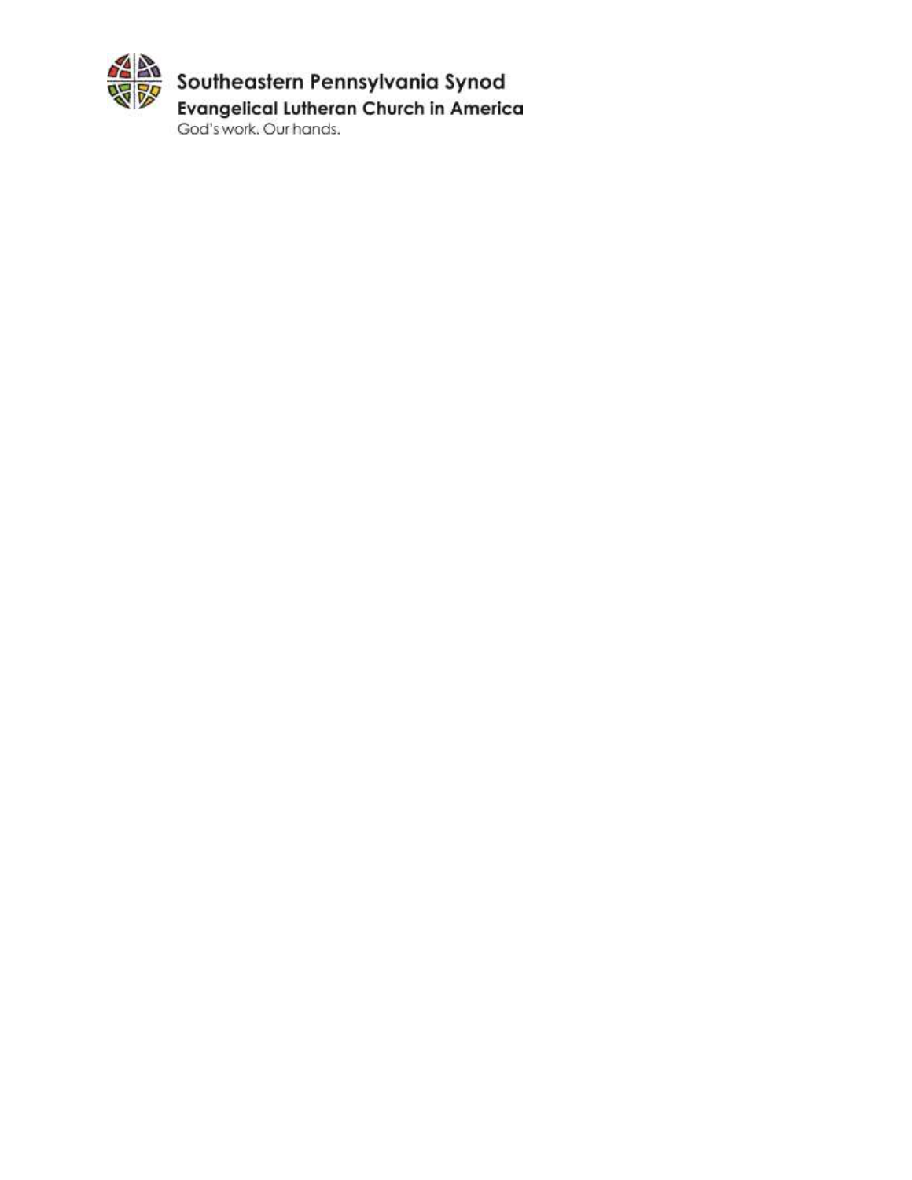Southeastern Pennsylvania Synod
Evangelical Lutheran Church in America
God's work. Our hands.